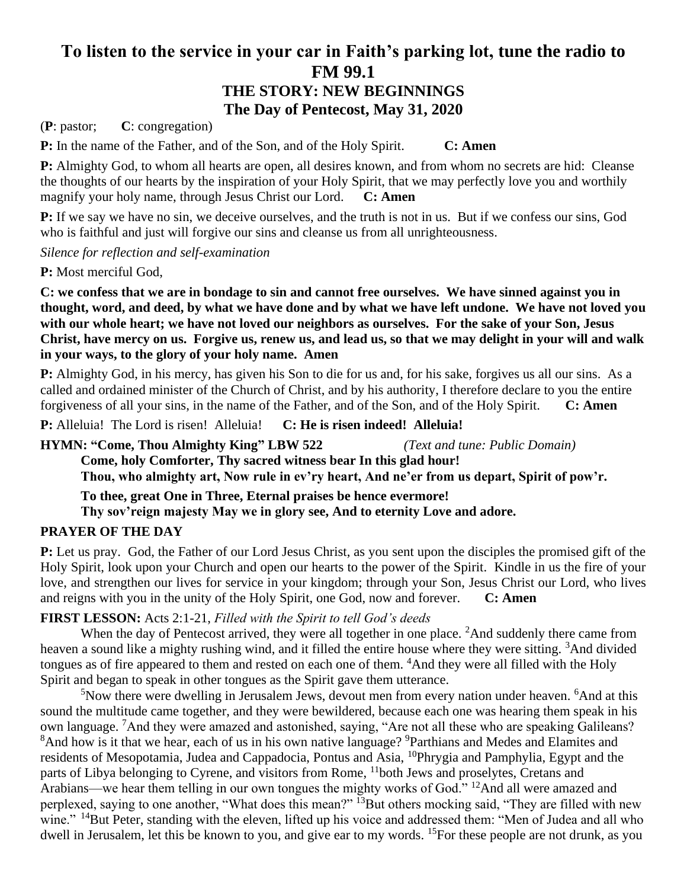# To listen to the service in your car in Faith's parking lot, tune the radio to FM 99.1

## THE STORY: NEW BEGINNINGS

## The Day of Pentecost, May 31, 2020

(**P**: pastor; **C**: congregation)

**P:** In the name of the Father, and of the Son, and of the Holy Spirit. **C: Amen**

**P:** Almighty God, to whom all hearts are open, all desires known, and from whom no secrets are hid: Cleanse the thoughts of our hearts by the inspiration of your Holy Spirit, that we may perfectly love you and worthily magnify your holy name, through Jesus Christ our Lord. **C: Amen**

**P:** If we say we have no sin, we deceive ourselves, and the truth is not in us. But if we confess our sins, God who is faithful and just will forgive our sins and cleanse us from all unrighteousness.

*Silence for reflection and self-examination*

**P:** Most merciful God,

**C: we confess that we are in bondage to sin and cannot free ourselves. We have sinned against you in thought, word, and deed, by what we have done and by what we have left undone. We have not loved you with our whole heart; we have not loved our neighbors as ourselves. For the sake of your Son, Jesus Christ, have mercy on us. Forgive us, renew us, and lead us, so that we may delight in your will and walk in your ways, to the glory of your holy name. Amen**

**P:** Almighty God, in his mercy, has given his Son to die for us and, for his sake, forgives us all our sins. As a called and ordained minister of the Church of Christ, and by his authority, I therefore declare to you the entire forgiveness of all your sins, in the name of the Father, and of the Son, and of the Holy Spirit. **C: Amen**

**P:** Alleluia! The Lord is risen! Alleluia! **C: He is risen indeed! Alleluia!**

**HYMN: "Come, Thou Almighty King" LBW 522** *(Text and tune: Public Domain)*

**Come, holy Comforter, Thy sacred witness bear In this glad hour!**
**Thou, who almighty art, Now rule in ev'ry heart, And ne'er from us depart, Spirit of pow'r.**

**To thee, great One in Three, Eternal praises be hence evermore!**
**Thy sov'reign majesty May we in glory see, And to eternity Love and adore.**

**PRAYER OF THE DAY**

**P:** Let us pray. God, the Father of our Lord Jesus Christ, as you sent upon the disciples the promised gift of the Holy Spirit, look upon your Church and open our hearts to the power of the Spirit. Kindle in us the fire of your love, and strengthen our lives for service in your kingdom; through your Son, Jesus Christ our Lord, who lives and reigns with you in the unity of the Holy Spirit, one God, now and forever. **C: Amen**

**FIRST LESSON:** Acts 2:1-21, *Filled with the Spirit to tell God's deeds*

When the day of Pentecost arrived, they were all together in one place. [2]And suddenly there came from heaven a sound like a mighty rushing wind, and it filled the entire house where they were sitting. [3]And divided tongues as of fire appeared to them and rested on each one of them. [4]And they were all filled with the Holy Spirit and began to speak in other tongues as the Spirit gave them utterance.

[5]Now there were dwelling in Jerusalem Jews, devout men from every nation under heaven. [6]And at this sound the multitude came together, and they were bewildered, because each one was hearing them speak in his own language. [7]And they were amazed and astonished, saying, "Are not all these who are speaking Galileans? [8]And how is it that we hear, each of us in his own native language? [9]Parthians and Medes and Elamites and residents of Mesopotamia, Judea and Cappadocia, Pontus and Asia, [10]Phrygia and Pamphylia, Egypt and the parts of Libya belonging to Cyrene, and visitors from Rome, [11]both Jews and proselytes, Cretans and Arabians—we hear them telling in our own tongues the mighty works of God." [12]And all were amazed and perplexed, saying to one another, "What does this mean?" [13]But others mocking said, "They are filled with new wine." [14]But Peter, standing with the eleven, lifted up his voice and addressed them: "Men of Judea and all who dwell in Jerusalem, let this be known to you, and give ear to my words. [15]For these people are not drunk, as you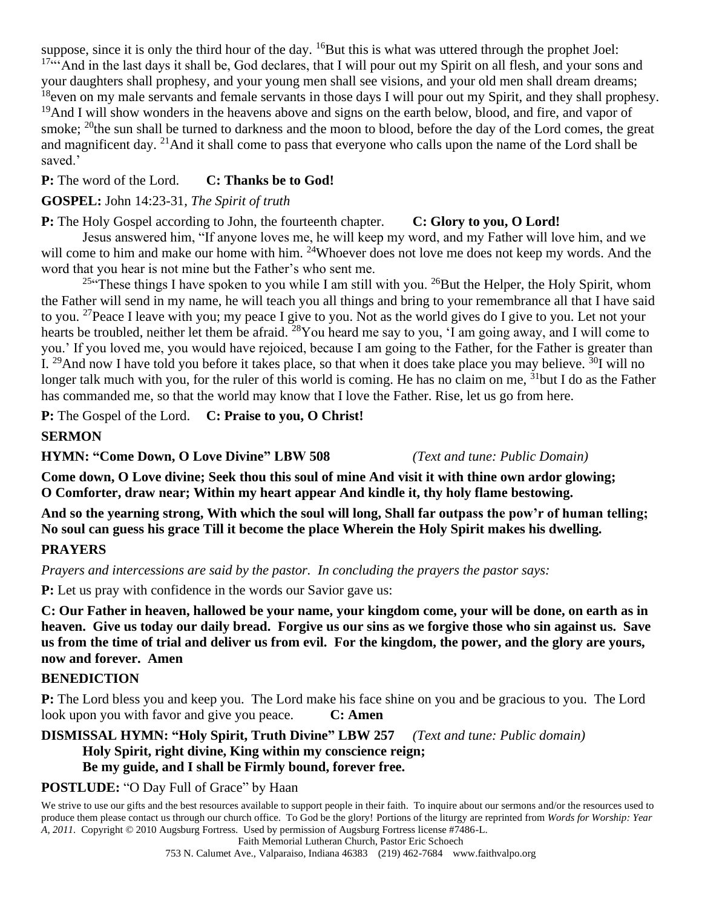suppose, since it is only the third hour of the day. [16]But this is what was uttered through the prophet Joel: [17]"'And in the last days it shall be, God declares, that I will pour out my Spirit on all flesh, and your sons and your daughters shall prophesy, and your young men shall see visions, and your old men shall dream dreams; [18]even on my male servants and female servants in those days I will pour out my Spirit, and they shall prophesy. [19]And I will show wonders in the heavens above and signs on the earth below, blood, and fire, and vapor of smoke; [20]the sun shall be turned to darkness and the moon to blood, before the day of the Lord comes, the great and magnificent day. [21]And it shall come to pass that everyone who calls upon the name of the Lord shall be saved.'

**P:** The word of the Lord. **C: Thanks be to God!**

**GOSPEL:** John 14:23-31, *The Spirit of truth*

**P:** The Holy Gospel according to John, the fourteenth chapter. **C: Glory to you, O Lord!**

Jesus answered him, "If anyone loves me, he will keep my word, and my Father will love him, and we will come to him and make our home with him. [24]Whoever does not love me does not keep my words. And the word that you hear is not mine but the Father's who sent me.

[25]"These things I have spoken to you while I am still with you. [26]But the Helper, the Holy Spirit, whom the Father will send in my name, he will teach you all things and bring to your remembrance all that I have said to you. [27]Peace I leave with you; my peace I give to you. Not as the world gives do I give to you. Let not your hearts be troubled, neither let them be afraid. [28]You heard me say to you, 'I am going away, and I will come to you.' If you loved me, you would have rejoiced, because I am going to the Father, for the Father is greater than I. [29]And now I have told you before it takes place, so that when it does take place you may believe. [30]I will no longer talk much with you, for the ruler of this world is coming. He has no claim on me, [31]but I do as the Father has commanded me, so that the world may know that I love the Father. Rise, let us go from here.

**P:** The Gospel of the Lord. **C: Praise to you, O Christ!**

**SERMON**

**HYMN: "Come Down, O Love Divine" LBW 508** *(Text and tune: Public Domain)*

**Come down, O Love divine; Seek thou this soul of mine And visit it with thine own ardor glowing; O Comforter, draw near; Within my heart appear And kindle it, thy holy flame bestowing.**

**And so the yearning strong, With which the soul will long, Shall far outpass the pow'r of human telling; No soul can guess his grace Till it become the place Wherein the Holy Spirit makes his dwelling.**

**PRAYERS**

*Prayers and intercessions are said by the pastor. In concluding the prayers the pastor says:*

**P:** Let us pray with confidence in the words our Savior gave us:

**C: Our Father in heaven, hallowed be your name, your kingdom come, your will be done, on earth as in heaven. Give us today our daily bread. Forgive us our sins as we forgive those who sin against us. Save us from the time of trial and deliver us from evil. For the kingdom, the power, and the glory are yours, now and forever. Amen**

**BENEDICTION**

**P:** The Lord bless you and keep you. The Lord make his face shine on you and be gracious to you. The Lord look upon you with favor and give you peace. **C: Amen**

**DISMISSAL HYMN: "Holy Spirit, Truth Divine" LBW 257** *(Text and tune: Public domain)*
**Holy Spirit, right divine, King within my conscience reign;**
**Be my guide, and I shall be Firmly bound, forever free.**

**POSTLUDE:** "O Day Full of Grace" by Haan

We strive to use our gifts and the best resources available to support people in their faith. To inquire about our sermons and/or the resources used to produce them please contact us through our church office. To God be the glory! Portions of the liturgy are reprinted from *Words for Worship: Year A, 2011.* Copyright © 2010 Augsburg Fortress. Used by permission of Augsburg Fortress license #7486-L.

Faith Memorial Lutheran Church, Pastor Eric Schoech
753 N. Calumet Ave., Valparaiso, Indiana 46383 (219) 462-7684 www.faithvalpo.org